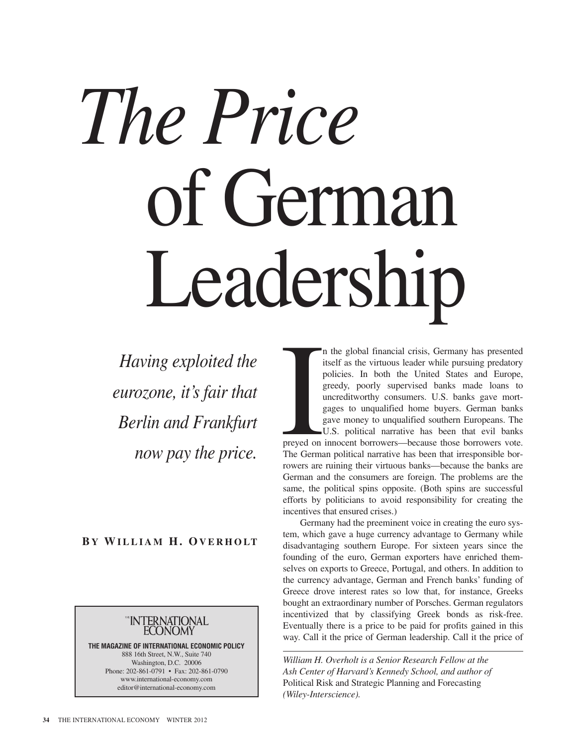# The Price of German Leadership

*Having exploited the eurozone, it's fair that Berlin and Frankfurt now pay the price.*

**BY WILLIAM H. OVERHOLT**

THE INTERNATIONAL ECONOMY

**THE MAGAZINE OF INTERNATIONAL ECONOMIC POLICY**
888 16th Street, N.W., Suite 740
Washington, D.C. 20006
Phone: 202-861-0791 • Fax: 202-861-0790
www.international-economy.com
editor@international-economy.com

In the global financial crisis, Germany has presented itself as the virtuous leader while pursuing predatory policies. In both the United States and Europe, greedy, poorly supervised banks made loans to uncreditworthy consumers. U.S. banks gave mortgages to unqualified home buyers. German banks gave money to unqualified southern Europeans. The U.S. political narrative has been that evil banks preyed on innocent borrowers—because those borrowers vote. The German political narrative has been that irresponsible borrowers are ruining their virtuous banks—because the banks are German and the consumers are foreign. The problems are the same, the political spins opposite. (Both spins are successful efforts by politicians to avoid responsibility for creating the incentives that ensured crises.)

Germany had the preeminent voice in creating the euro system, which gave a huge currency advantage to Germany while disadvantaging southern Europe. For sixteen years since the founding of the euro, German exporters have enriched themselves on exports to Greece, Portugal, and others. In addition to the currency advantage, German and French banks' funding of Greece drove interest rates so low that, for instance, Greeks bought an extraordinary number of Porsches. German regulators incentivized that by classifying Greek bonds as risk-free. Eventually there is a price to be paid for profits gained in this way. Call it the price of German leadership. Call it the price of

---

*William H. Overholt is a Senior Research Fellow at the Ash Center of Harvard's Kennedy School, and author of* Political Risk and Strategic Planning and Forecasting *(Wiley-Interscience).*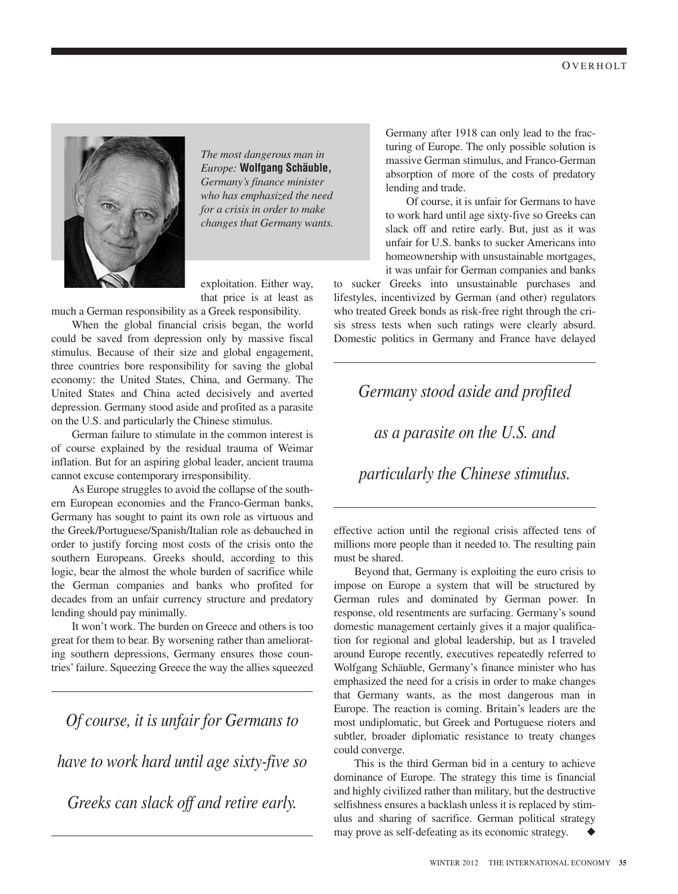*The most dangerous man in Europe:* **Wolfgang Schäuble,** *Germany's finance minister who has emphasized the need for a crisis in order to make changes that Germany wants.*

exploitation. Either way, that price is at least as much a German responsibility as a Greek responsibility.

When the global financial crisis began, the world could be saved from depression only by massive fiscal stimulus. Because of their size and global engagement, three countries bore responsibility for saving the global economy: the United States, China, and Germany. The United States and China acted decisively and averted depression. Germany stood aside and profited as a parasite on the U.S. and particularly the Chinese stimulus.

German failure to stimulate in the common interest is of course explained by the residual trauma of Weimar inflation. But for an aspiring global leader, ancient trauma cannot excuse contemporary irresponsibility.

As Europe struggles to avoid the collapse of the southern European economies and the Franco-German banks, Germany has sought to paint its own role as virtuous and the Greek/Portuguese/Spanish/Italian role as debauched in order to justify forcing most costs of the crisis onto the southern Europeans. Greeks should, according to this logic, bear the almost the whole burden of sacrifice while the German companies and banks who profited for decades from an unfair currency structure and predatory lending should pay minimally.

It won't work. The burden on Greece and others is too great for them to bear. By worsening rather than ameliorating southern depressions, Germany ensures those countries' failure. Squeezing Greece the way the allies squeezed Germany after 1918 can only lead to the fracturing of Europe. The only possible solution is massive German stimulus, and Franco-German absorption of more of the costs of predatory lending and trade.

*Of course, it is unfair for Germans to have to work hard until age sixty-five so Greeks can slack off and retire early.*

Of course, it is unfair for Germans to have to work hard until age sixty-five so Greeks can slack off and retire early. But, just as it was unfair for U.S. banks to sucker Americans into homeownership with unsustainable mortgages, it was unfair for German companies and banks to sucker Greeks into unsustainable purchases and lifestyles, incentivized by German (and other) regulators who treated Greek bonds as risk-free right through the crisis stress tests when such ratings were clearly absurd. Domestic politics in Germany and France have delayed effective action until the regional crisis affected tens of millions more people than it needed to. The resulting pain must be shared.

*Germany stood aside and profited as a parasite on the U.S. and particularly the Chinese stimulus.*

Beyond that, Germany is exploiting the euro crisis to impose on Europe a system that will be structured by German rules and dominated by German power. In response, old resentments are surfacing. Germany's sound domestic management certainly gives it a major qualification for regional and global leadership, but as I traveled around Europe recently, executives repeatedly referred to Wolfgang Schäuble, Germany's finance minister who has emphasized the need for a crisis in order to make changes that Germany wants, as the most dangerous man in Europe. The reaction is coming. Britain's leaders are the most undiplomatic, but Greek and Portuguese rioters and subtler, broader diplomatic resistance to treaty changes could converge.

This is the third German bid in a century to achieve dominance of Europe. The strategy this time is financial and highly civilized rather than military, but the destructive selfishness ensures a backlash unless it is replaced by stimulus and sharing of sacrifice. German political strategy may prove as self-defeating as its economic strategy. ◆